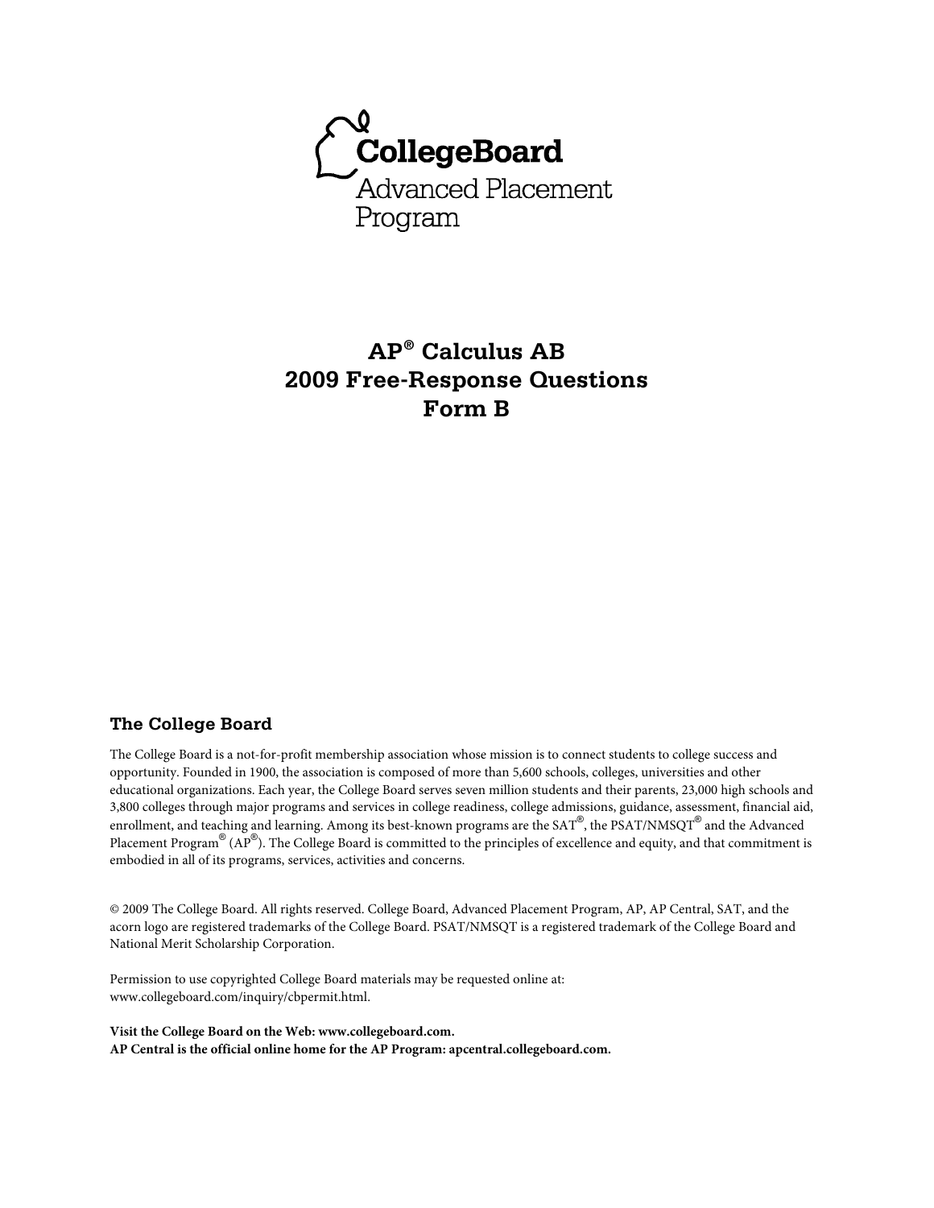CollegeBoard

Advanced Placement Program

# AP® Calculus AB
# 2009 Free-Response Questions
# Form B

### The College Board

The College Board is a not-for-profit membership association whose mission is to connect students to college success and opportunity. Founded in 1900, the association is composed of more than 5,600 schools, colleges, universities and other educational organizations. Each year, the College Board serves seven million students and their parents, 23,000 high schools and 3,800 colleges through major programs and services in college readiness, college admissions, guidance, assessment, financial aid, enrollment, and teaching and learning. Among its best-known programs are the SAT®, the PSAT/NMSQT® and the Advanced Placement Program® (AP®). The College Board is committed to the principles of excellence and equity, and that commitment is embodied in all of its programs, services, activities and concerns.

© 2009 The College Board. All rights reserved. College Board, Advanced Placement Program, AP, AP Central, SAT, and the acorn logo are registered trademarks of the College Board. PSAT/NMSQT is a registered trademark of the College Board and National Merit Scholarship Corporation.

Permission to use copyrighted College Board materials may be requested online at: www.collegeboard.com/inquiry/cbpermit.html.

**Visit the College Board on the Web: www.collegeboard.com.**
**AP Central is the official online home for the AP Program: apcentral.collegeboard.com.**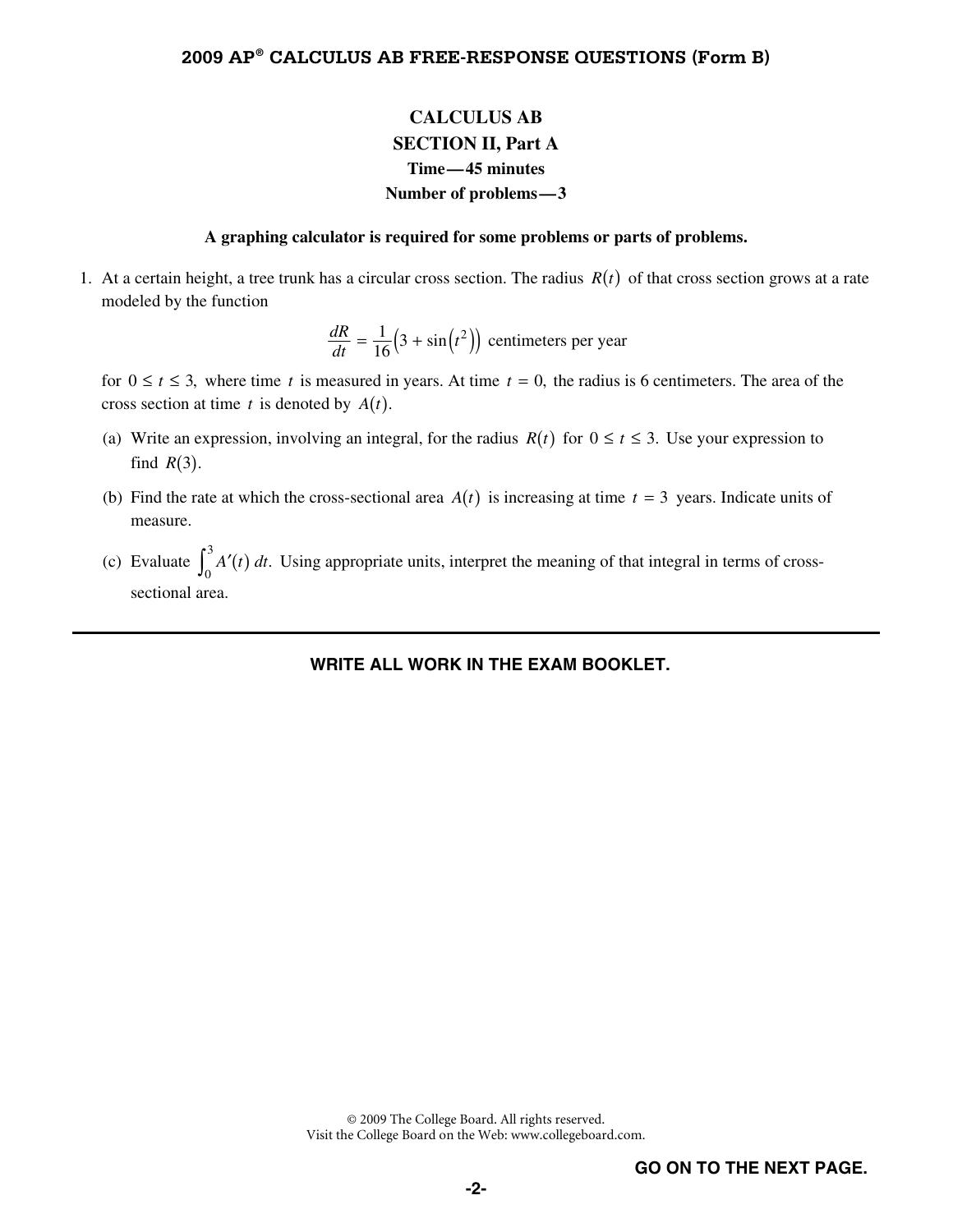## CALCULUS AB

### SECTION II, Part A

**Time—45 minutes**

**Number of problems—3**

**A graphing calculator is required for some problems or parts of problems.**

1. At a certain height, a tree trunk has a circular cross section. The radius $R(t)$ of that cross section grows at a rate modeled by the function

$$\frac{dR}{dt} = \frac{1}{16}\left(3 + \sin\left(t^2\right)\right) \text{ centimeters per year}$$

for $0 \le t \le 3,$ where time $t$ is measured in years. At time $t = 0,$ the radius is 6 centimeters. The area of the cross section at time $t$ is denoted by $A(t)$.

(a) Write an expression, involving an integral, for the radius $R(t)$ for $0 \le t \le 3.$ Use your expression to find $R(3)$.

(b) Find the rate at which the cross-sectional area $A(t)$ is increasing at time $t = 3$ years. Indicate units of measure.

(c) Evaluate $\int_0^3 A'(t)\,dt.$ Using appropriate units, interpret the meaning of that integral in terms of cross-sectional area.

---

**WRITE ALL WORK IN THE EXAM BOOKLET.**

© 2009 The College Board. All rights reserved.
Visit the College Board on the Web: www.collegeboard.com.

**GO ON TO THE NEXT PAGE.**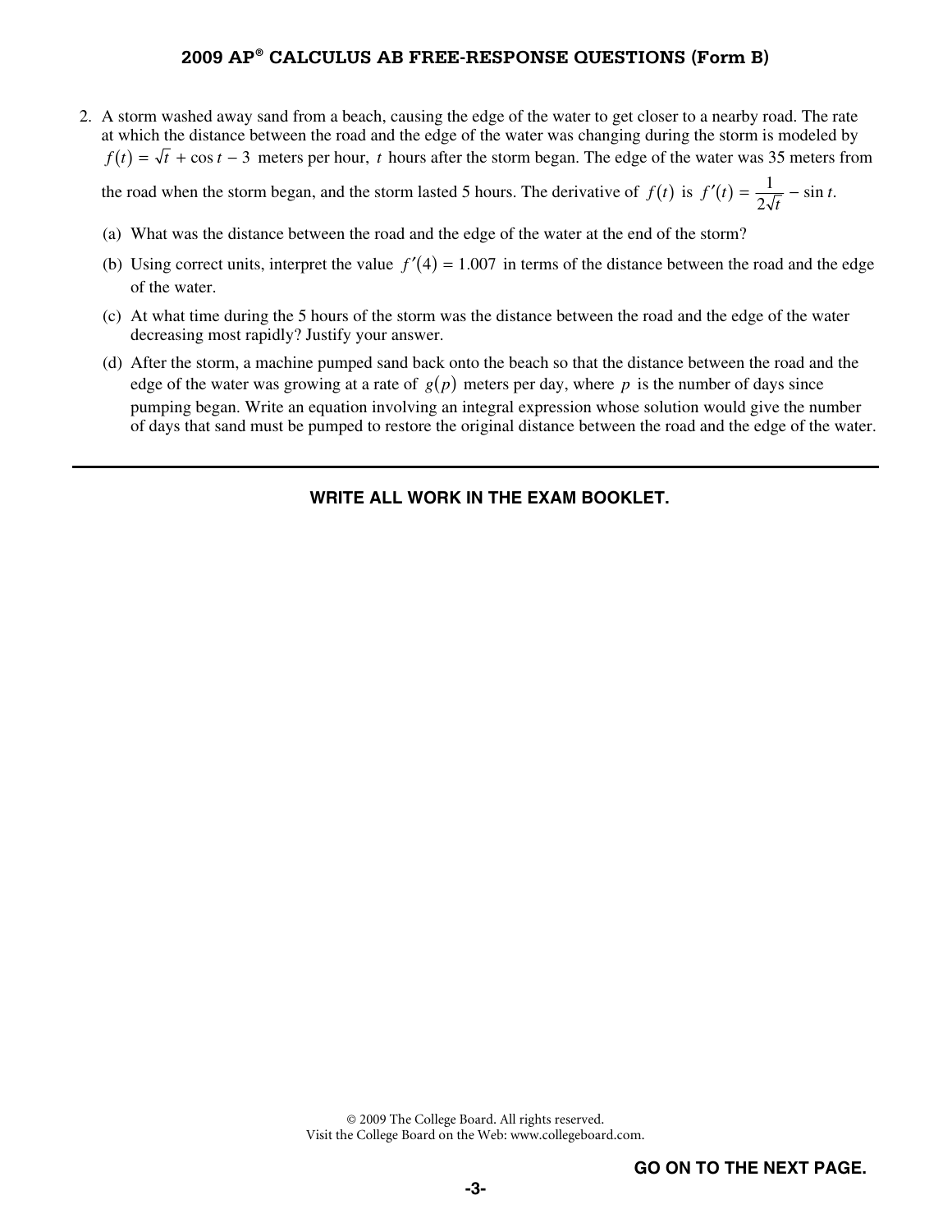2. A storm washed away sand from a beach, causing the edge of the water to get closer to a nearby road. The rate at which the distance between the road and the edge of the water was changing during the storm is modeled by $f(t) = \sqrt{t} + \cos t - 3$ meters per hour, $t$ hours after the storm began. The edge of the water was 35 meters from the road when the storm began, and the storm lasted 5 hours. The derivative of $f(t)$ is $f'(t) = \dfrac{1}{2\sqrt{t}} - \sin t$.

   (a) What was the distance between the road and the edge of the water at the end of the storm?

   (b) Using correct units, interpret the value $f'(4) = 1.007$ in terms of the distance between the road and the edge of the water.

   (c) At what time during the 5 hours of the storm was the distance between the road and the edge of the water decreasing most rapidly? Justify your answer.

   (d) After the storm, a machine pumped sand back onto the beach so that the distance between the road and the edge of the water was growing at a rate of $g(p)$ meters per day, where $p$ is the number of days since pumping began. Write an equation involving an integral expression whose solution would give the number of days that sand must be pumped to restore the original distance between the road and the edge of the water.

---

**WRITE ALL WORK IN THE EXAM BOOKLET.**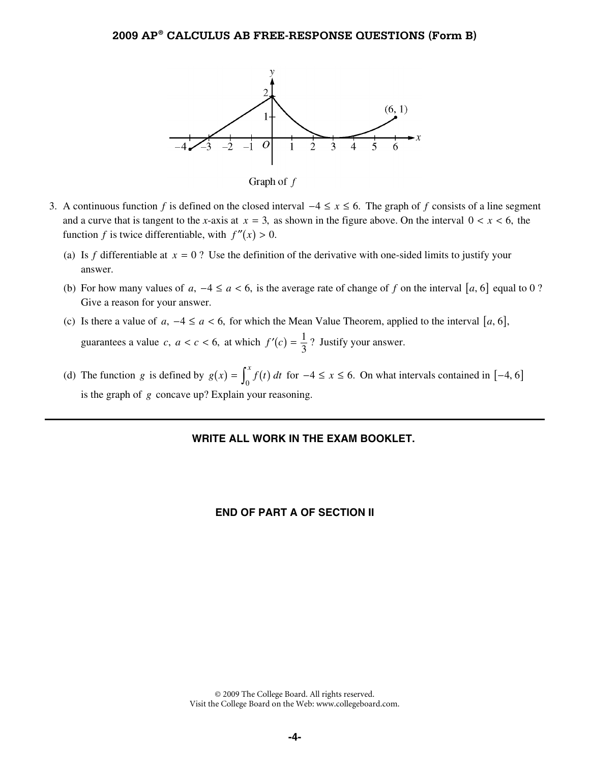Graph of $f$

3. A continuous function $f$ is defined on the closed interval $-4 \le x \le 6$. The graph of $f$ consists of a line segment and a curve that is tangent to the $x$-axis at $x = 3$, as shown in the figure above. On the interval $0 < x < 6$, the function $f$ is twice differentiable, with $f''(x) > 0$.

   (a) Is $f$ differentiable at $x = 0$? Use the definition of the derivative with one-sided limits to justify your answer.

   (b) For how many values of $a$, $-4 \le a < 6$, is the average rate of change of $f$ on the interval $[a, 6]$ equal to 0? Give a reason for your answer.

   (c) Is there a value of $a$, $-4 \le a < 6$, for which the Mean Value Theorem, applied to the interval $[a, 6]$, guarantees a value $c$, $a < c < 6$, at which $f'(c) = \frac{1}{3}$? Justify your answer.

   (d) The function $g$ is defined by $g(x) = \int_0^x f(t)\, dt$ for $-4 \le x \le 6$. On what intervals contained in $[-4, 6]$ is the graph of $g$ concave up? Explain your reasoning.

**WRITE ALL WORK IN THE EXAM BOOKLET.**

**END OF PART A OF SECTION II**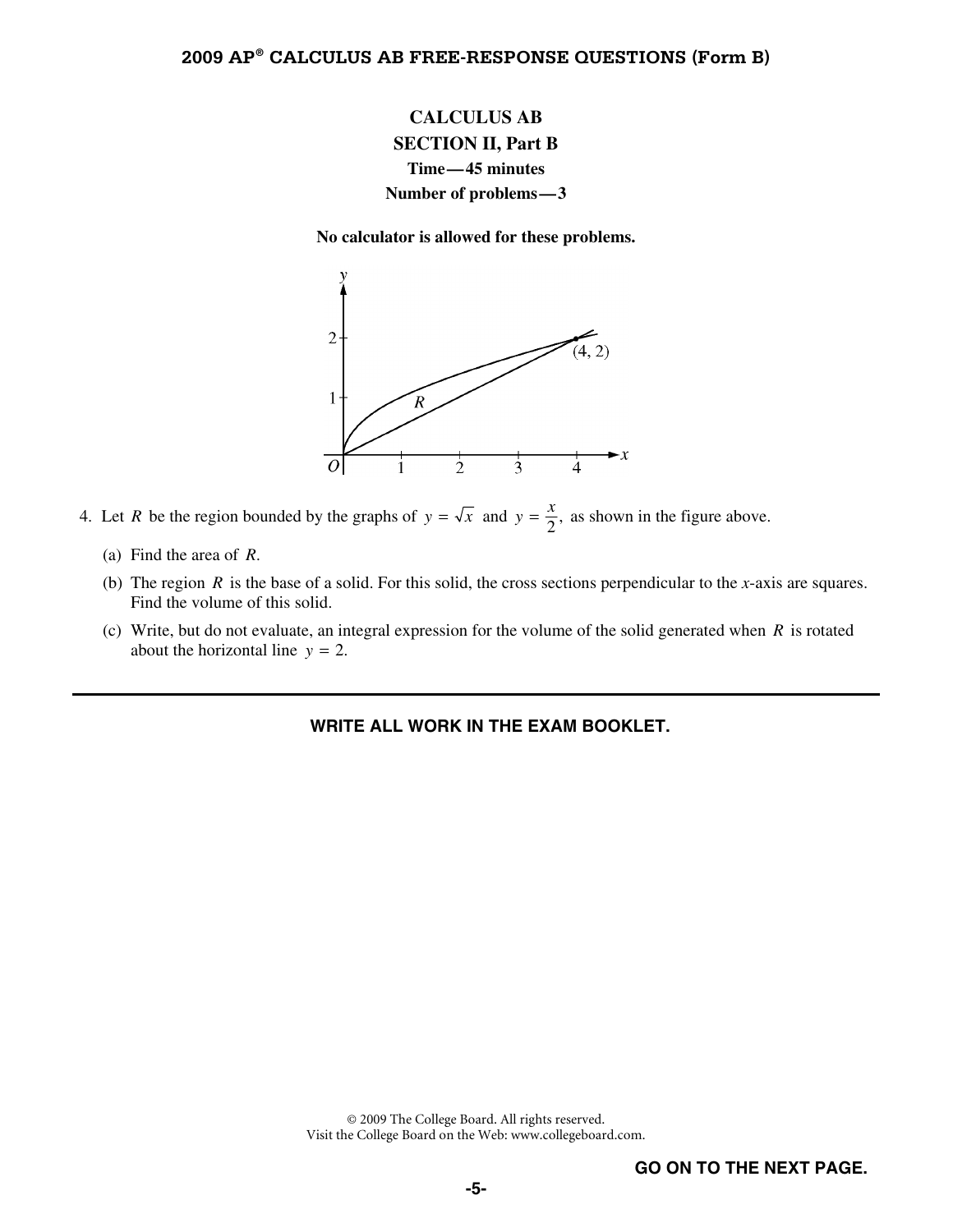## CALCULUS AB

### SECTION II, Part B

**Time—45 minutes**

**Number of problems—3**

**No calculator is allowed for these problems.**

4. Let $R$ be the region bounded by the graphs of $y = \sqrt{x}$ and $y = \frac{x}{2}$, as shown in the figure above.

   (a) Find the area of $R$.

   (b) The region $R$ is the base of a solid. For this solid, the cross sections perpendicular to the $x$-axis are squares. Find the volume of this solid.

   (c) Write, but do not evaluate, an integral expression for the volume of the solid generated when $R$ is rotated about the horizontal line $y = 2$.

---

**WRITE ALL WORK IN THE EXAM BOOKLET.**

© 2009 The College Board. All rights reserved.
Visit the College Board on the Web: www.collegeboard.com.

**GO ON TO THE NEXT PAGE.**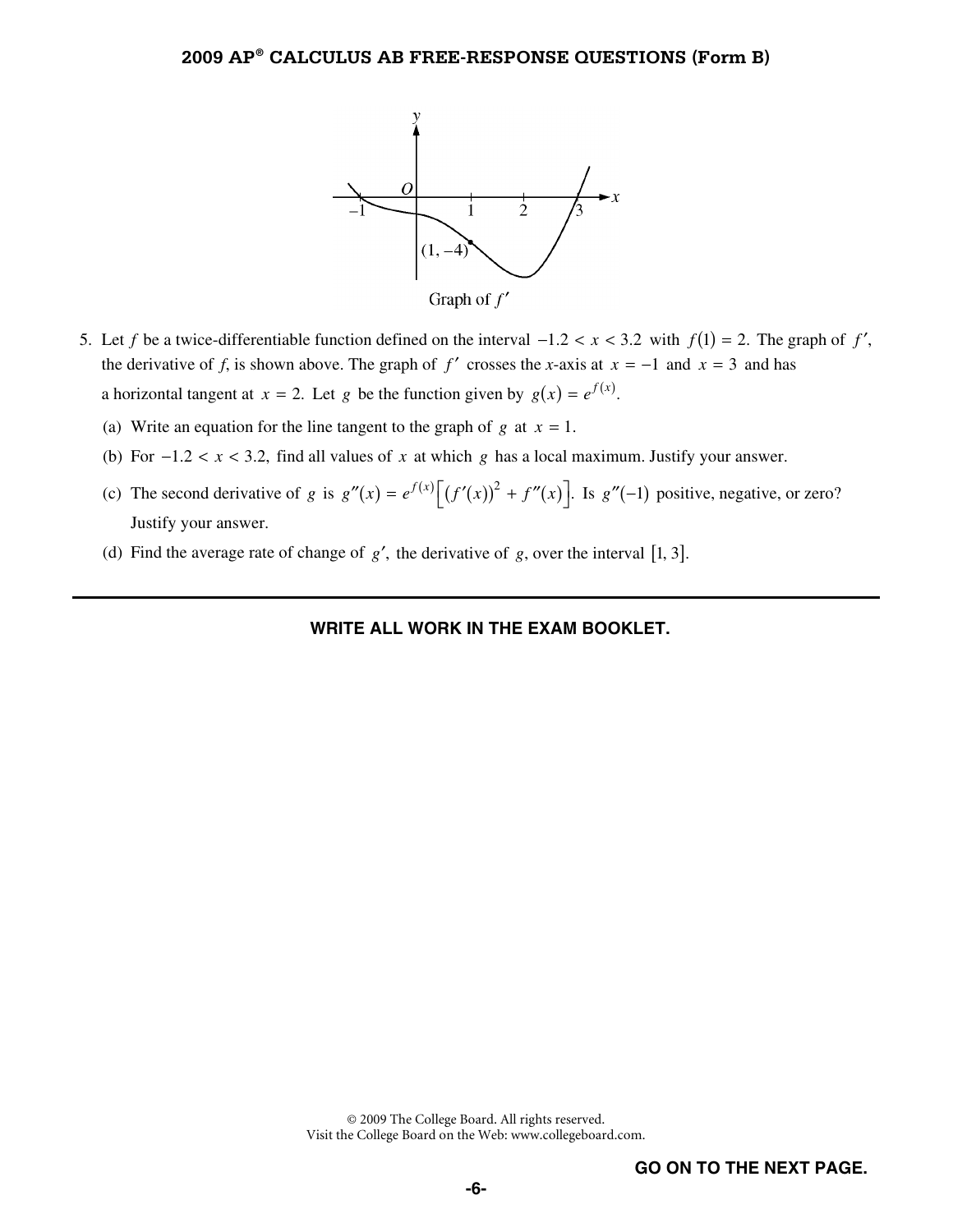Graph of $f'$

5. Let $f$ be a twice-differentiable function defined on the interval $-1.2 < x < 3.2$ with $f(1) = 2$. The graph of $f'$, the derivative of $f$, is shown above. The graph of $f'$ crosses the $x$-axis at $x = -1$ and $x = 3$ and has a horizontal tangent at $x = 2$. Let $g$ be the function given by $g(x) = e^{f(x)}$.

   (a) Write an equation for the line tangent to the graph of $g$ at $x = 1$.

   (b) For $-1.2 < x < 3.2$, find all values of $x$ at which $g$ has a local maximum. Justify your answer.

   (c) The second derivative of $g$ is $g''(x) = e^{f(x)}\left[\left(f'(x)\right)^2 + f''(x)\right]$. Is $g''(-1)$ positive, negative, or zero? Justify your answer.

   (d) Find the average rate of change of $g'$, the derivative of $g$, over the interval $[1, 3]$.

---

**WRITE ALL WORK IN THE EXAM BOOKLET.**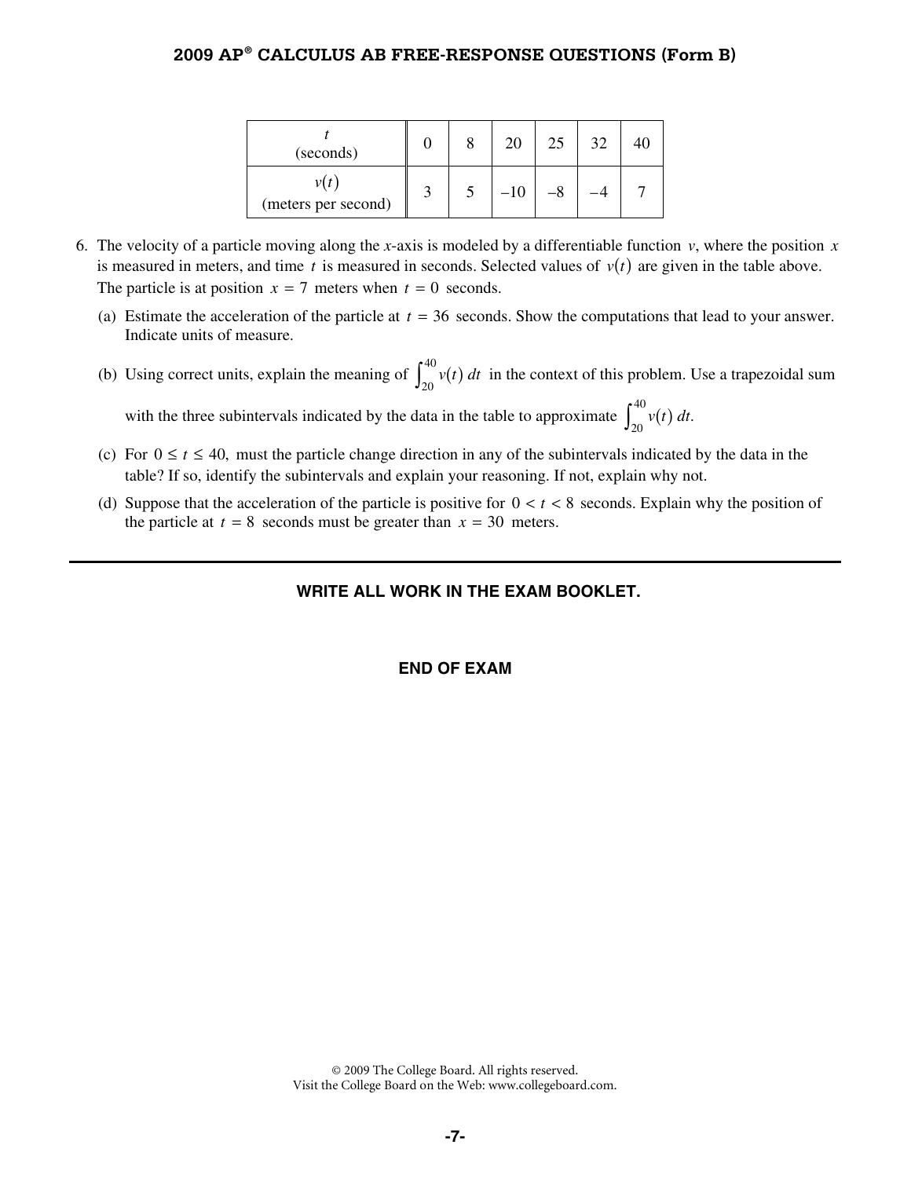| $t$ (seconds) | 0 | 8 | 20 | 25 | 32 | 40 |
|---|---|---|---|---|---|---|
| $v(t)$ (meters per second) | 3 | 5 | $-10$ | $-8$ | $-4$ | 7 |

6. The velocity of a particle moving along the $x$-axis is modeled by a differentiable function $v$, where the position $x$ is measured in meters, and time $t$ is measured in seconds. Selected values of $v(t)$ are given in the table above. The particle is at position $x = 7$ meters when $t = 0$ seconds.

   (a) Estimate the acceleration of the particle at $t = 36$ seconds. Show the computations that lead to your answer. Indicate units of measure.

   (b) Using correct units, explain the meaning of $\int_{20}^{40} v(t)\, dt$ in the context of this problem. Use a trapezoidal sum with the three subintervals indicated by the data in the table to approximate $\int_{20}^{40} v(t)\, dt$.

   (c) For $0 \le t \le 40$, must the particle change direction in any of the subintervals indicated by the data in the table? If so, identify the subintervals and explain your reasoning. If not, explain why not.

   (d) Suppose that the acceleration of the particle is positive for $0 < t < 8$ seconds. Explain why the position of the particle at $t = 8$ seconds must be greater than $x = 30$ meters.

---

**WRITE ALL WORK IN THE EXAM BOOKLET.**

**END OF EXAM**